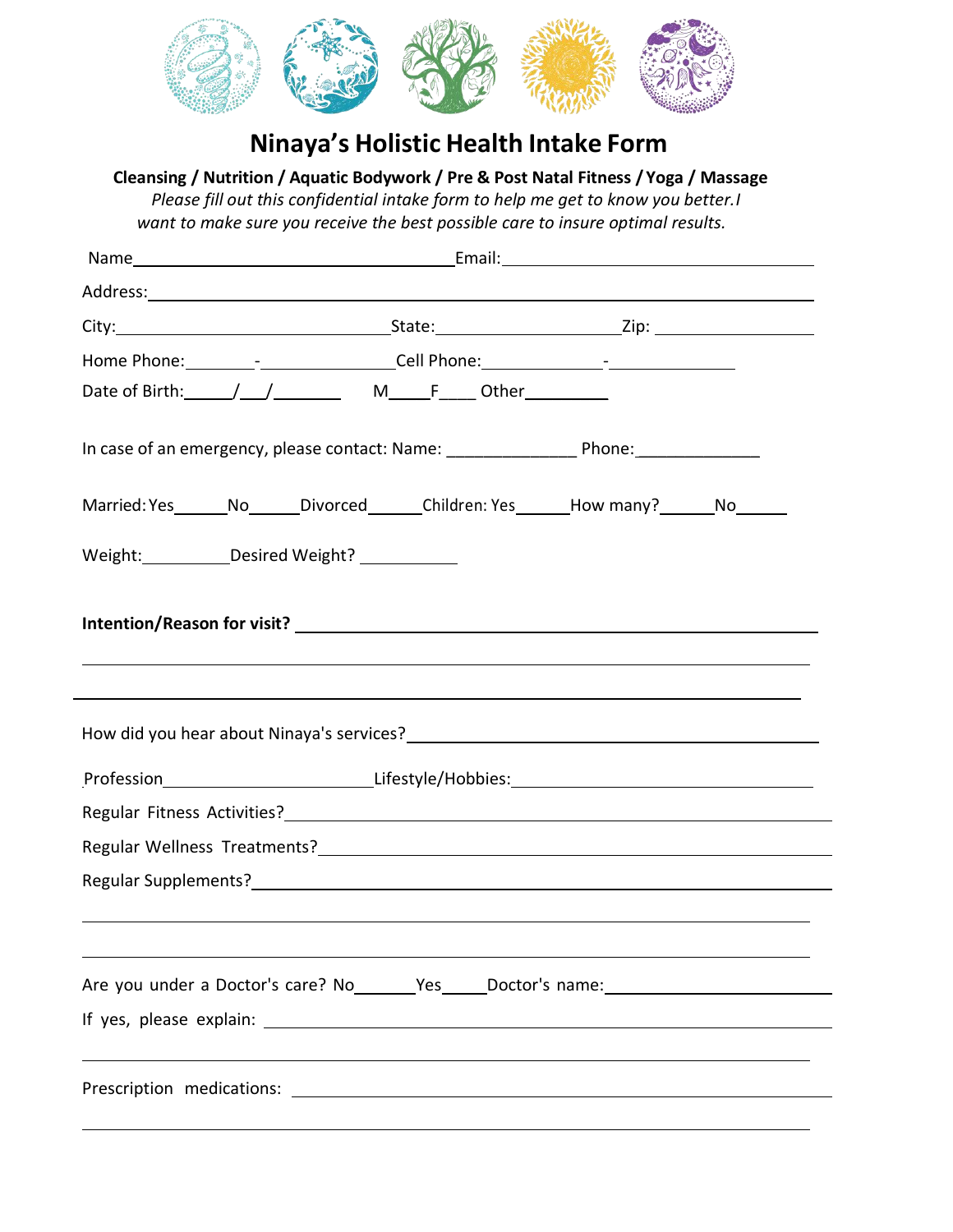# Ninaya's Holistic Health Intake Form

**Cleansing / Nutrition / Aquatic Bodywork / Pre & Post Natal Fitness / Yoga / Massage**

*Please fill out this confidential intake form to help me get to know you better.I want to make sure you receive the best possible care to insure optimal results.*

Name________________________________ Email:________________________________

Address:________________________________________________________________

City:____________________________ State:____________________ Zip: ________________

Home Phone:________-______________ Cell Phone:_____________-______________

Date of Birth:_____/___/_______ M_____F____ Other_________

In case of an emergency, please contact: Name: ______________ Phone:______________

Married: Yes______No______Divorced______Children: Yes______How many?______No______

Weight:__________Desired Weight? ___________

**Intention/Reason for visit?** ________________________________________________

________________________________________________________________________

________________________________________________________________________

How did you hear about Ninaya's services?________________________________________

Profession______________________ Lifestyle/Hobbies:______________________________

Regular Fitness Activities?__________________________________________________

Regular Wellness Treatments?________________________________________________

Regular Supplements?______________________________________________________

________________________________________________________________________

________________________________________________________________________

Are you under a Doctor's care? No_______Yes_____Doctor's name:____________________

If yes, please explain: ______________________________________________________

________________________________________________________________________

Prescription medications: ___________________________________________________

________________________________________________________________________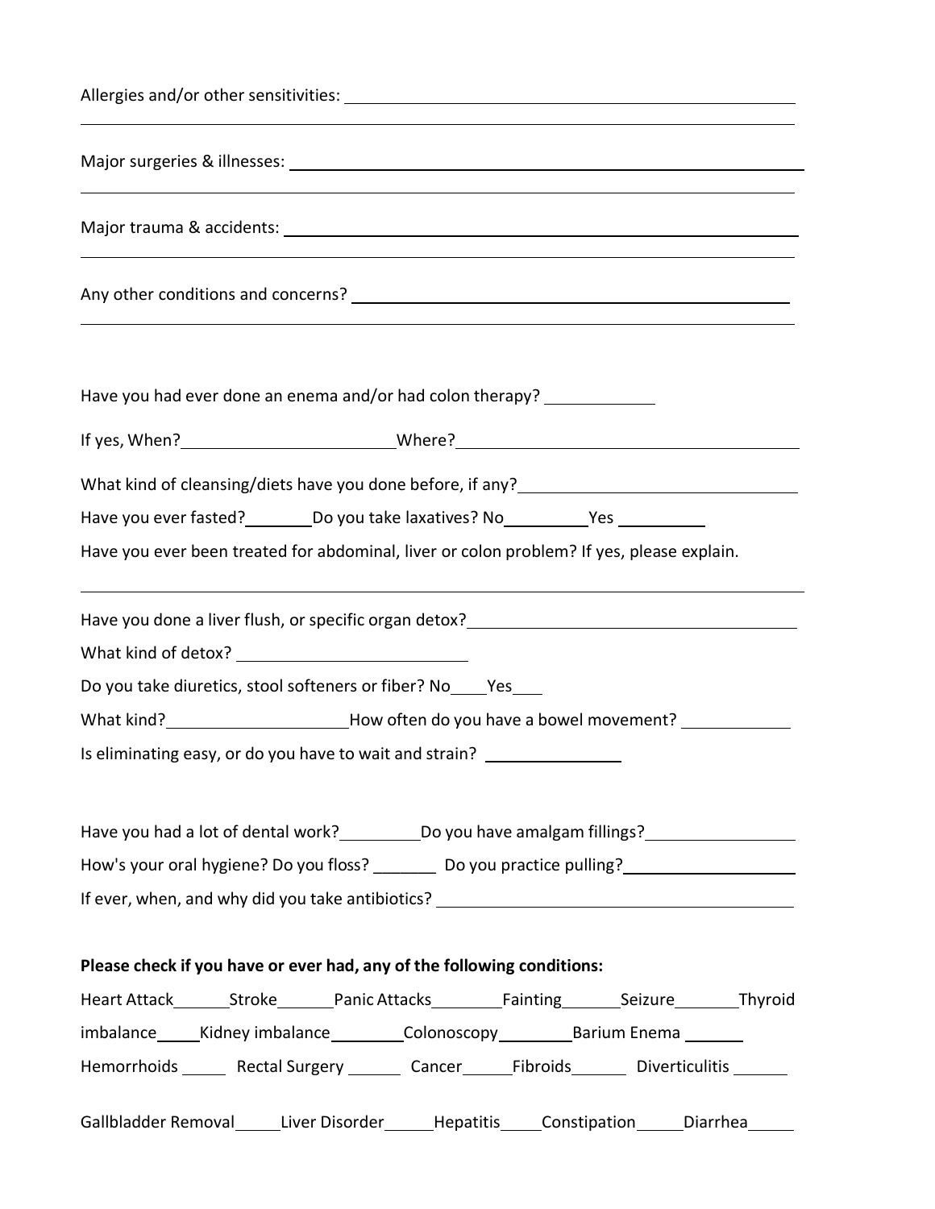Allergies and/or other sensitivities: ______________________________________________

______________________________________________________________________

Major surgeries & illnesses: _____________________________________________________

______________________________________________________________________

Major trauma & accidents: ______________________________________________________

______________________________________________________________________

Any other conditions and concerns? ______________________________________________

______________________________________________________________________

Have you had ever done an enema and/or had colon therapy? ____________

If yes, When?________________________Where?______________________________________

What kind of cleansing/diets have you done before, if any?______________________________

Have you ever fasted?________Do you take laxatives? No__________Yes __________

Have you ever been treated for abdominal, liver or colon problem? If yes, please explain.

______________________________________________________________________

Have you done a liver flush, or specific organ detox?____________________________________

What kind of detox? _________________________

Do you take diuretics, stool softeners or fiber? No____Yes___

What kind?____________________How often do you have a bowel movement? ____________

Is eliminating easy, or do you have to wait and strain? _______________

Have you had a lot of dental work?_________Do you have amalgam fillings?________________

How's your oral hygiene? Do you floss? _______ Do you practice pulling?___________________

If ever, when, and why did you take antibiotics? ______________________________________

**Please check if you have or ever had, any of the following conditions:**

Heart Attack______Stroke______Panic Attacks________Fainting______Seizure_______Thyroid imbalance_____Kidney imbalance________Colonoscopy________Barium Enema _______

Hemorrhoids _____ Rectal Surgery ______ Cancer_____Fibroids______ Diverticulitis ______

Gallbladder Removal_____Liver Disorder_____Hepatitis____Constipation_____Diarrhea_____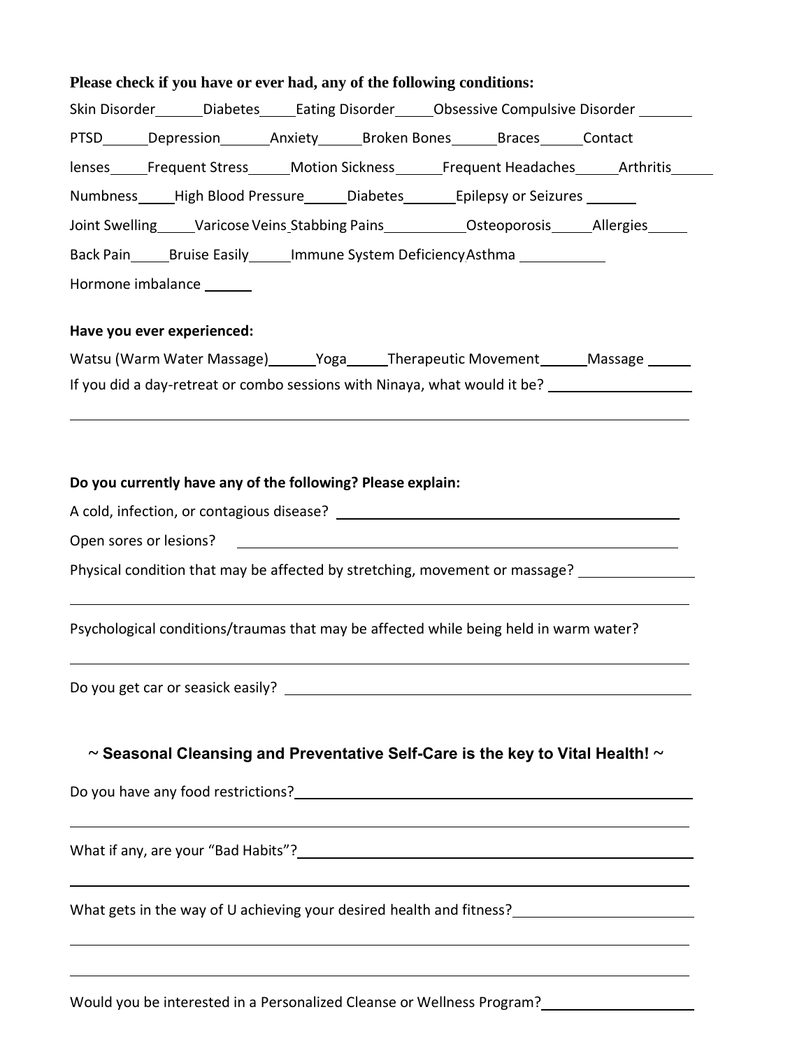**Please check if you have or ever had, any of the following conditions:**

Skin Disorder\_\_\_\_\_\_Diabetes\_\_\_\_\_Eating Disorder\_\_\_\_\_Obsessive Compulsive Disorder \_\_\_\_\_\_\_

PTSD\_\_\_\_\_\_Depression\_\_\_\_\_\_\_Anxiety\_\_\_\_\_\_Broken Bones\_\_\_\_\_\_Braces\_\_\_\_\_\_Contact lenses\_\_\_\_\_Frequent Stress\_\_\_\_\_Motion Sickness\_\_\_\_\_\_Frequent Headaches\_\_\_\_\_\_Arthritis\_\_\_\_\_\_

Numbness\_\_\_\_\_High Blood Pressure\_\_\_\_\_\_Diabetes\_\_\_\_\_\_\_Epilepsy or Seizures \_\_\_\_\_\_\_

Joint Swelling\_\_\_\_\_Varicose Veins Stabbing Pains\_\_\_\_\_\_\_\_\_\_\_Osteoporosis\_\_\_\_\_\_Allergies\_\_\_\_\_\_

Back Pain\_\_\_\_\_Bruise Easily\_\_\_\_\_\_Immune System Deficiency Asthma \_\_\_\_\_\_\_\_\_\_\_

Hormone imbalance \_\_\_\_\_\_

**Have you ever experienced:**

Watsu (Warm Water Massage)\_\_\_\_\_\_Yoga\_\_\_\_\_\_Therapeutic Movement\_\_\_\_\_\_Massage \_\_\_\_\_\_

If you did a day-retreat or combo sessions with Ninaya, what would it be? \_\_\_\_\_\_\_\_\_\_\_\_\_\_\_\_\_\_

**Do you currently have any of the following? Please explain:**

A cold, infection, or contagious disease? \_\_\_\_\_\_\_\_\_\_\_\_\_\_\_\_\_\_\_\_\_\_\_\_\_\_\_\_\_\_\_\_\_\_\_\_\_\_\_\_\_\_\_\_

Open sores or lesions? \_\_\_\_\_\_\_\_\_\_\_\_\_\_\_\_\_\_\_\_\_\_\_\_\_\_\_\_\_\_\_\_\_\_\_\_\_\_\_\_\_\_\_\_\_\_\_\_\_\_\_\_\_\_

Physical condition that may be affected by stretching, movement or massage? \_\_\_\_\_\_\_\_\_\_\_\_\_\_\_

Psychological conditions/traumas that may be affected while being held in warm water?

Do you get car or seasick easily? \_\_\_\_\_\_\_\_\_\_\_\_\_\_\_\_\_\_\_\_\_\_\_\_\_\_\_\_\_\_\_\_\_\_\_\_\_\_\_\_\_\_\_\_\_\_\_\_\_

**~ Seasonal Cleansing and Preventative Self-Care is the key to Vital Health! ~**

Do you have any food restrictions? \_\_\_\_\_\_\_\_\_\_\_\_\_\_\_\_\_\_\_\_\_\_\_\_\_\_\_\_\_\_\_\_\_\_\_\_\_\_\_\_\_\_\_\_\_\_\_\_\_

What if any, are your "Bad Habits"? \_\_\_\_\_\_\_\_\_\_\_\_\_\_\_\_\_\_\_\_\_\_\_\_\_\_\_\_\_\_\_\_\_\_\_\_\_\_\_\_\_\_\_\_\_\_\_\_

What gets in the way of U achieving your desired health and fitness? \_\_\_\_\_\_\_\_\_\_\_\_\_\_\_\_\_\_\_\_\_\_\_

Would you be interested in a Personalized Cleanse or Wellness Program? \_\_\_\_\_\_\_\_\_\_\_\_\_\_\_\_\_\_\_\_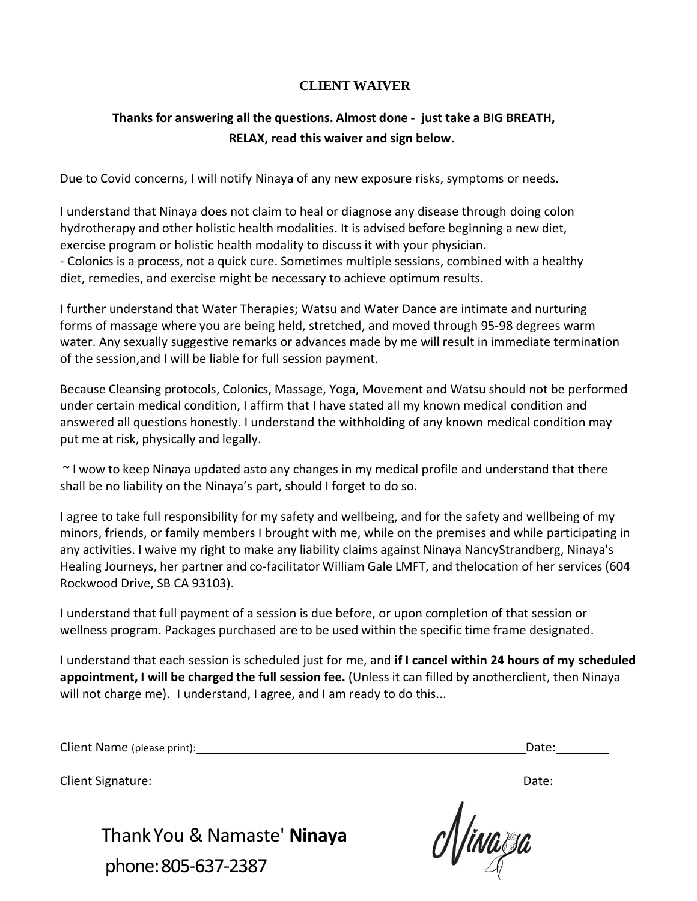# CLIENT WAIVER

**Thanks for answering all the questions. Almost done - just take a BIG BREATH, RELAX, read this waiver and sign below.**

Due to Covid concerns, I will notify Ninaya of any new exposure risks, symptoms or needs.

I understand that Ninaya does not claim to heal or diagnose any disease through doing colon hydrotherapy and other holistic health modalities. It is advised before beginning a new diet, exercise program or holistic health modality to discuss it with your physician.
- Colonics is a process, not a quick cure. Sometimes multiple sessions, combined with a healthy diet, remedies, and exercise might be necessary to achieve optimum results.

I further understand that Water Therapies; Watsu and Water Dance are intimate and nurturing forms of massage where you are being held, stretched, and moved through 95-98 degrees warm water. Any sexually suggestive remarks or advances made by me will result in immediate termination of the session,and I will be liable for full session payment.

Because Cleansing protocols, Colonics, Massage, Yoga, Movement and Watsu should not be performed under certain medical condition, I affirm that I have stated all my known medical condition and answered all questions honestly. I understand the withholding of any known medical condition may put me at risk, physically and legally.

~ I wow to keep Ninaya updated asto any changes in my medical profile and understand that there shall be no liability on the Ninaya's part, should I forget to do so.

I agree to take full responsibility for my safety and wellbeing, and for the safety and wellbeing of my minors, friends, or family members I brought with me, while on the premises and while participating in any activities. I waive my right to make any liability claims against Ninaya NancyStrandberg, Ninaya's Healing Journeys, her partner and co-facilitator William Gale LMFT, and thelocation of her services (604 Rockwood Drive, SB CA 93103).

I understand that full payment of a session is due before, or upon completion of that session or wellness program. Packages purchased are to be used within the specific time frame designated.

I understand that each session is scheduled just for me, and **if I cancel within 24 hours of my scheduled appointment, I will be charged the full session fee.** (Unless it can filled by anotherclient, then Ninaya will not charge me). I understand, I agree, and I am ready to do this...

Client Name (please print):\_\_\_\_\_\_\_\_\_\_\_\_\_\_\_\_\_\_\_\_\_\_\_\_\_\_\_\_\_\_ Date:\_\_\_\_\_\_\_\_

Client Signature:\_\_\_\_\_\_\_\_\_\_\_\_\_\_\_\_\_\_\_\_\_\_\_\_\_\_\_\_\_\_ Date:\_\_\_\_\_\_\_\_

Thank You & Namaste' **Ninaya**

phone: 805-637-2387

Ninaya